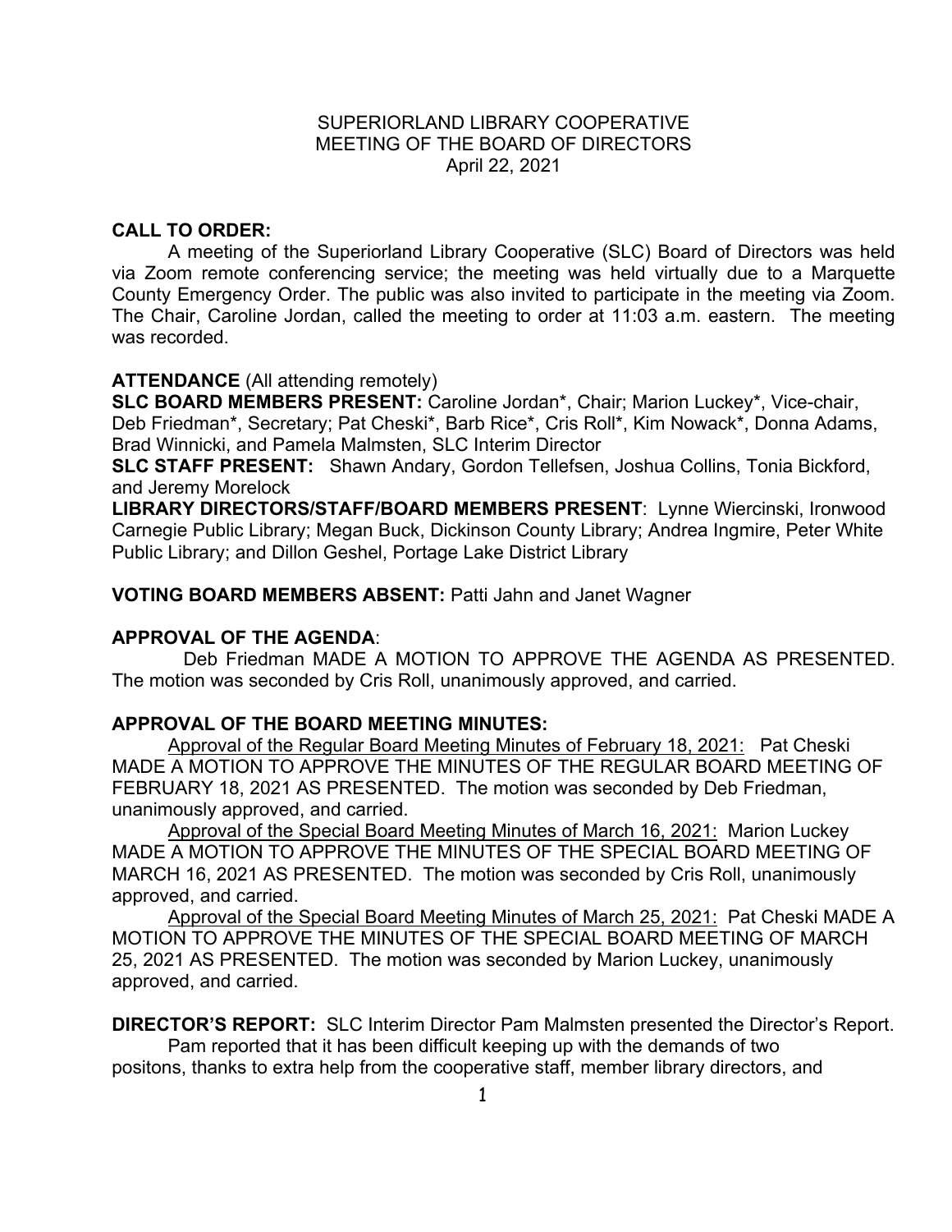SUPERIORLAND LIBRARY COOPERATIVE
MEETING OF THE BOARD OF DIRECTORS
April 22, 2021

**CALL TO ORDER:**

A meeting of the Superiorland Library Cooperative (SLC) Board of Directors was held via Zoom remote conferencing service; the meeting was held virtually due to a Marquette County Emergency Order. The public was also invited to participate in the meeting via Zoom. The Chair, Caroline Jordan, called the meeting to order at 11:03 a.m. eastern. The meeting was recorded.

**ATTENDANCE** (All attending remotely)

**SLC BOARD MEMBERS PRESENT:** Caroline Jordan*, Chair; Marion Luckey*, Vice-chair, Deb Friedman*, Secretary; Pat Cheski*, Barb Rice*, Cris Roll*, Kim Nowack*, Donna Adams, Brad Winnicki, and Pamela Malmsten, SLC Interim Director

**SLC STAFF PRESENT:** Shawn Andary, Gordon Tellefsen, Joshua Collins, Tonia Bickford, and Jeremy Morelock

**LIBRARY DIRECTORS/STAFF/BOARD MEMBERS PRESENT**: Lynne Wiercinski, Ironwood Carnegie Public Library; Megan Buck, Dickinson County Library; Andrea Ingmire, Peter White Public Library; and Dillon Geshel, Portage Lake District Library

**VOTING BOARD MEMBERS ABSENT:** Patti Jahn and Janet Wagner

**APPROVAL OF THE AGENDA**:

Deb Friedman MADE A MOTION TO APPROVE THE AGENDA AS PRESENTED. The motion was seconded by Cris Roll, unanimously approved, and carried.

**APPROVAL OF THE BOARD MEETING MINUTES:**

Approval of the Regular Board Meeting Minutes of February 18, 2021: Pat Cheski MADE A MOTION TO APPROVE THE MINUTES OF THE REGULAR BOARD MEETING OF FEBRUARY 18, 2021 AS PRESENTED. The motion was seconded by Deb Friedman, unanimously approved, and carried.

Approval of the Special Board Meeting Minutes of March 16, 2021: Marion Luckey MADE A MOTION TO APPROVE THE MINUTES OF THE SPECIAL BOARD MEETING OF MARCH 16, 2021 AS PRESENTED. The motion was seconded by Cris Roll, unanimously approved, and carried.

Approval of the Special Board Meeting Minutes of March 25, 2021: Pat Cheski MADE A MOTION TO APPROVE THE MINUTES OF THE SPECIAL BOARD MEETING OF MARCH 25, 2021 AS PRESENTED. The motion was seconded by Marion Luckey, unanimously approved, and carried.

**DIRECTOR'S REPORT:** SLC Interim Director Pam Malmsten presented the Director's Report.

Pam reported that it has been difficult keeping up with the demands of two positons, thanks to extra help from the cooperative staff, member library directors, and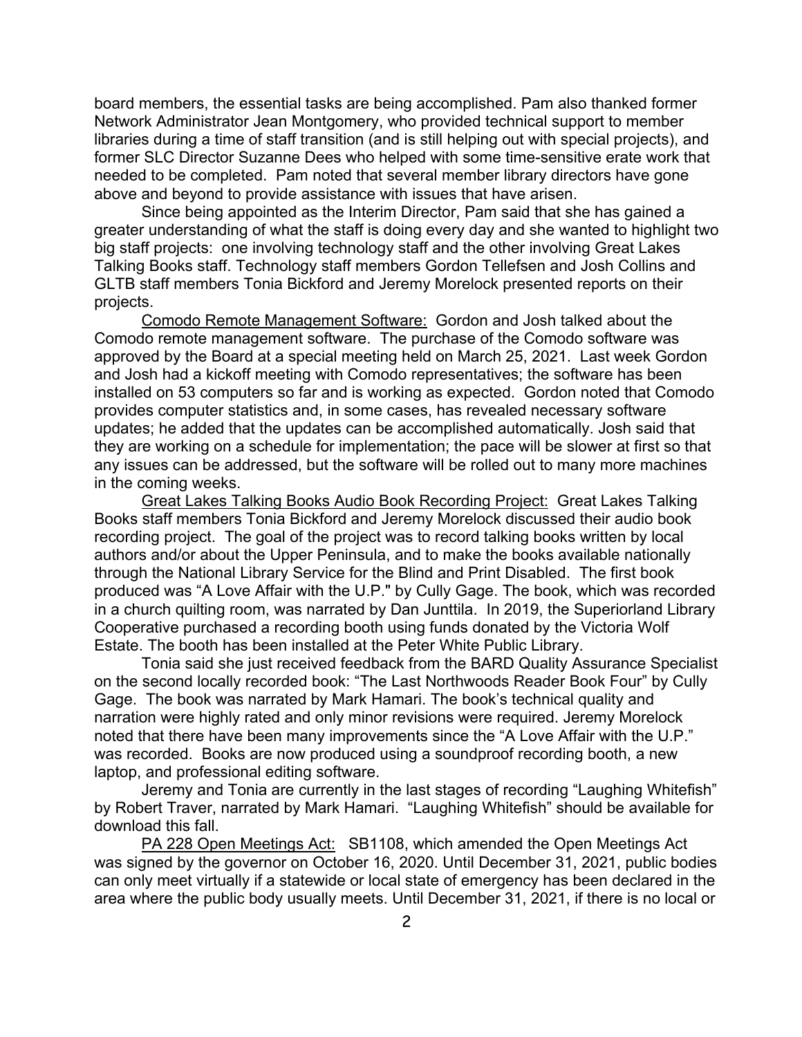board members, the essential tasks are being accomplished. Pam also thanked former Network Administrator Jean Montgomery, who provided technical support to member libraries during a time of staff transition (and is still helping out with special projects), and former SLC Director Suzanne Dees who helped with some time-sensitive erate work that needed to be completed. Pam noted that several member library directors have gone above and beyond to provide assistance with issues that have arisen.

Since being appointed as the Interim Director, Pam said that she has gained a greater understanding of what the staff is doing every day and she wanted to highlight two big staff projects: one involving technology staff and the other involving Great Lakes Talking Books staff. Technology staff members Gordon Tellefsen and Josh Collins and GLTB staff members Tonia Bickford and Jeremy Morelock presented reports on their projects.

<u>Comodo Remote Management Software:</u> Gordon and Josh talked about the Comodo remote management software. The purchase of the Comodo software was approved by the Board at a special meeting held on March 25, 2021. Last week Gordon and Josh had a kickoff meeting with Comodo representatives; the software has been installed on 53 computers so far and is working as expected. Gordon noted that Comodo provides computer statistics and, in some cases, has revealed necessary software updates; he added that the updates can be accomplished automatically. Josh said that they are working on a schedule for implementation; the pace will be slower at first so that any issues can be addressed, but the software will be rolled out to many more machines in the coming weeks.

<u>Great Lakes Talking Books Audio Book Recording Project:</u> Great Lakes Talking Books staff members Tonia Bickford and Jeremy Morelock discussed their audio book recording project. The goal of the project was to record talking books written by local authors and/or about the Upper Peninsula, and to make the books available nationally through the National Library Service for the Blind and Print Disabled. The first book produced was "A Love Affair with the U.P." by Cully Gage. The book, which was recorded in a church quilting room, was narrated by Dan Junttila. In 2019, the Superiorland Library Cooperative purchased a recording booth using funds donated by the Victoria Wolf Estate. The booth has been installed at the Peter White Public Library.

Tonia said she just received feedback from the BARD Quality Assurance Specialist on the second locally recorded book: "The Last Northwoods Reader Book Four" by Cully Gage. The book was narrated by Mark Hamari. The book's technical quality and narration were highly rated and only minor revisions were required. Jeremy Morelock noted that there have been many improvements since the "A Love Affair with the U.P." was recorded. Books are now produced using a soundproof recording booth, a new laptop, and professional editing software.

Jeremy and Tonia are currently in the last stages of recording "Laughing Whitefish" by Robert Traver, narrated by Mark Hamari. "Laughing Whitefish" should be available for download this fall.

<u>PA 228 Open Meetings Act:</u> SB1108, which amended the Open Meetings Act was signed by the governor on October 16, 2020. Until December 31, 2021, public bodies can only meet virtually if a statewide or local state of emergency has been declared in the area where the public body usually meets. Until December 31, 2021, if there is no local or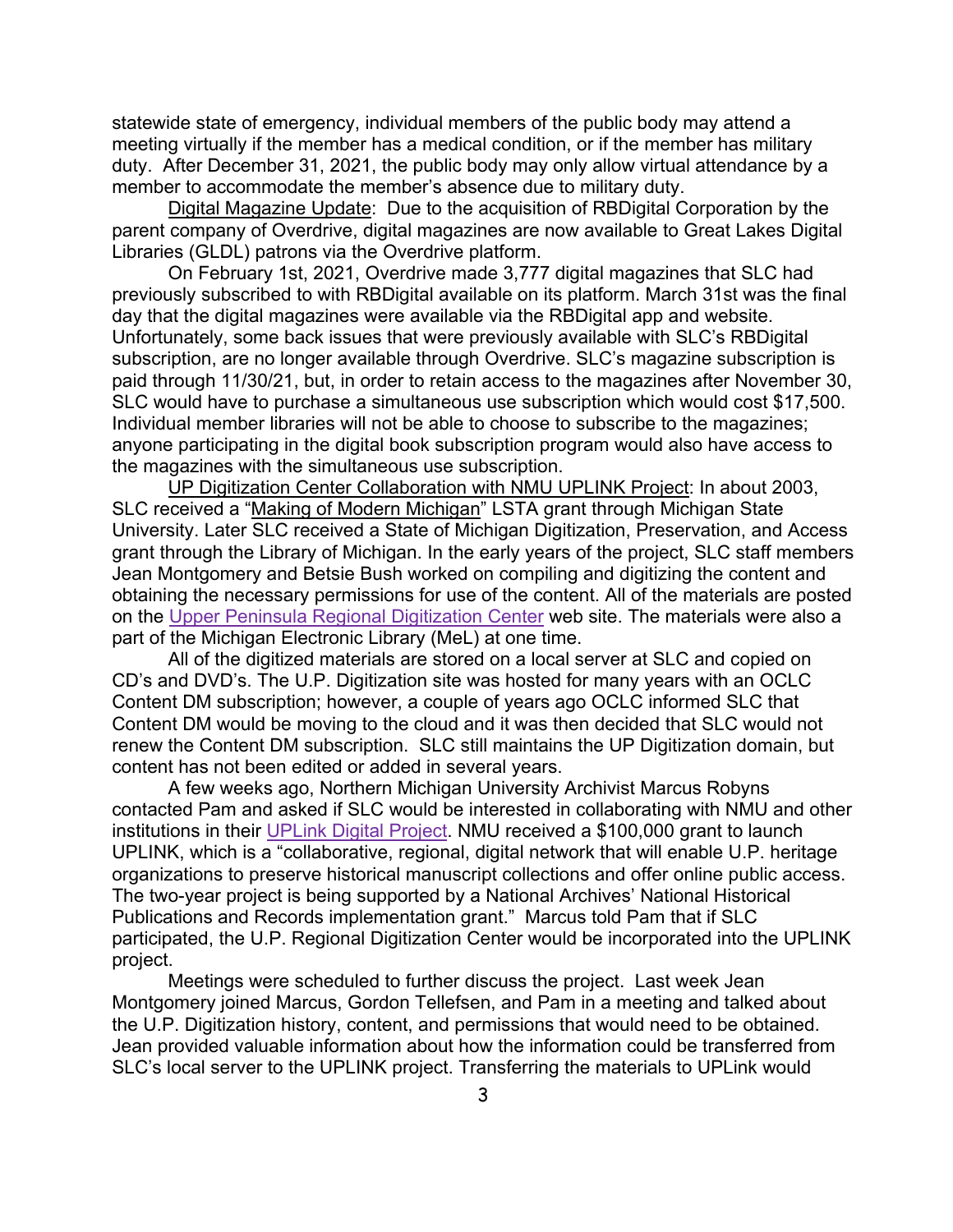statewide state of emergency, individual members of the public body may attend a meeting virtually if the member has a medical condition, or if the member has military duty. After December 31, 2021, the public body may only allow virtual attendance by a member to accommodate the member's absence due to military duty.

Digital Magazine Update: Due to the acquisition of RBDigital Corporation by the parent company of Overdrive, digital magazines are now available to Great Lakes Digital Libraries (GLDL) patrons via the Overdrive platform.

On February 1st, 2021, Overdrive made 3,777 digital magazines that SLC had previously subscribed to with RBDigital available on its platform. March 31st was the final day that the digital magazines were available via the RBDigital app and website. Unfortunately, some back issues that were previously available with SLC's RBDigital subscription, are no longer available through Overdrive. SLC's magazine subscription is paid through 11/30/21, but, in order to retain access to the magazines after November 30, SLC would have to purchase a simultaneous use subscription which would cost $17,500. Individual member libraries will not be able to choose to subscribe to the magazines; anyone participating in the digital book subscription program would also have access to the magazines with the simultaneous use subscription.

UP Digitization Center Collaboration with NMU UPLINK Project: In about 2003, SLC received a "Making of Modern Michigan" LSTA grant through Michigan State University. Later SLC received a State of Michigan Digitization, Preservation, and Access grant through the Library of Michigan. In the early years of the project, SLC staff members Jean Montgomery and Betsie Bush worked on compiling and digitizing the content and obtaining the necessary permissions for use of the content. All of the materials are posted on the Upper Peninsula Regional Digitization Center web site. The materials were also a part of the Michigan Electronic Library (MeL) at one time.

All of the digitized materials are stored on a local server at SLC and copied on CD's and DVD's. The U.P. Digitization site was hosted for many years with an OCLC Content DM subscription; however, a couple of years ago OCLC informed SLC that Content DM would be moving to the cloud and it was then decided that SLC would not renew the Content DM subscription. SLC still maintains the UP Digitization domain, but content has not been edited or added in several years.

A few weeks ago, Northern Michigan University Archivist Marcus Robyns contacted Pam and asked if SLC would be interested in collaborating with NMU and other institutions in their UPLink Digital Project. NMU received a $100,000 grant to launch UPLINK, which is a "collaborative, regional, digital network that will enable U.P. heritage organizations to preserve historical manuscript collections and offer online public access. The two-year project is being supported by a National Archives' National Historical Publications and Records implementation grant." Marcus told Pam that if SLC participated, the U.P. Regional Digitization Center would be incorporated into the UPLINK project.

Meetings were scheduled to further discuss the project. Last week Jean Montgomery joined Marcus, Gordon Tellefsen, and Pam in a meeting and talked about the U.P. Digitization history, content, and permissions that would need to be obtained. Jean provided valuable information about how the information could be transferred from SLC's local server to the UPLINK project. Transferring the materials to UPLink would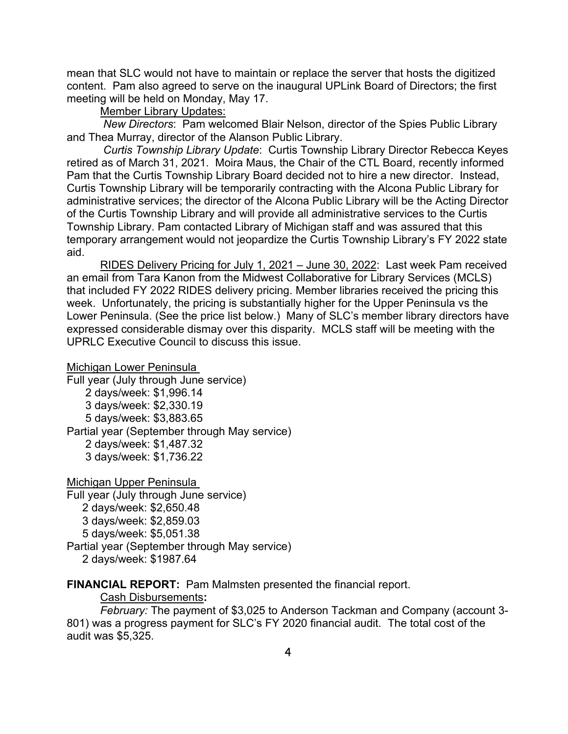mean that SLC would not have to maintain or replace the server that hosts the digitized content. Pam also agreed to serve on the inaugural UPLink Board of Directors; the first meeting will be held on Monday, May 17.

Member Library Updates:

*New Directors*: Pam welcomed Blair Nelson, director of the Spies Public Library and Thea Murray, director of the Alanson Public Library.

*Curtis Township Library Update*: Curtis Township Library Director Rebecca Keyes retired as of March 31, 2021. Moira Maus, the Chair of the CTL Board, recently informed Pam that the Curtis Township Library Board decided not to hire a new director. Instead, Curtis Township Library will be temporarily contracting with the Alcona Public Library for administrative services; the director of the Alcona Public Library will be the Acting Director of the Curtis Township Library and will provide all administrative services to the Curtis Township Library. Pam contacted Library of Michigan staff and was assured that this temporary arrangement would not jeopardize the Curtis Township Library's FY 2022 state aid.

RIDES Delivery Pricing for July 1, 2021 – June 30, 2022: Last week Pam received an email from Tara Kanon from the Midwest Collaborative for Library Services (MCLS) that included FY 2022 RIDES delivery pricing. Member libraries received the pricing this week. Unfortunately, the pricing is substantially higher for the Upper Peninsula vs the Lower Peninsula. (See the price list below.) Many of SLC's member library directors have expressed considerable dismay over this disparity. MCLS staff will be meeting with the UPRLC Executive Council to discuss this issue.

Michigan Lower Peninsula

Full year (July through June service)
- 2 days/week: $1,996.14
- 3 days/week: $2,330.19
- 5 days/week: $3,883.65

Partial year (September through May service)
- 2 days/week: $1,487.32
- 3 days/week: $1,736.22

Michigan Upper Peninsula

Full year (July through June service)
- 2 days/week: $2,650.48
- 3 days/week: $2,859.03
- 5 days/week: $5,051.38

Partial year (September through May service)
- 2 days/week: $1987.64

**FINANCIAL REPORT:** Pam Malmsten presented the financial report.

Cash Disbursements**:**

*February:* The payment of $3,025 to Anderson Tackman and Company (account 3-801) was a progress payment for SLC's FY 2020 financial audit. The total cost of the audit was $5,325.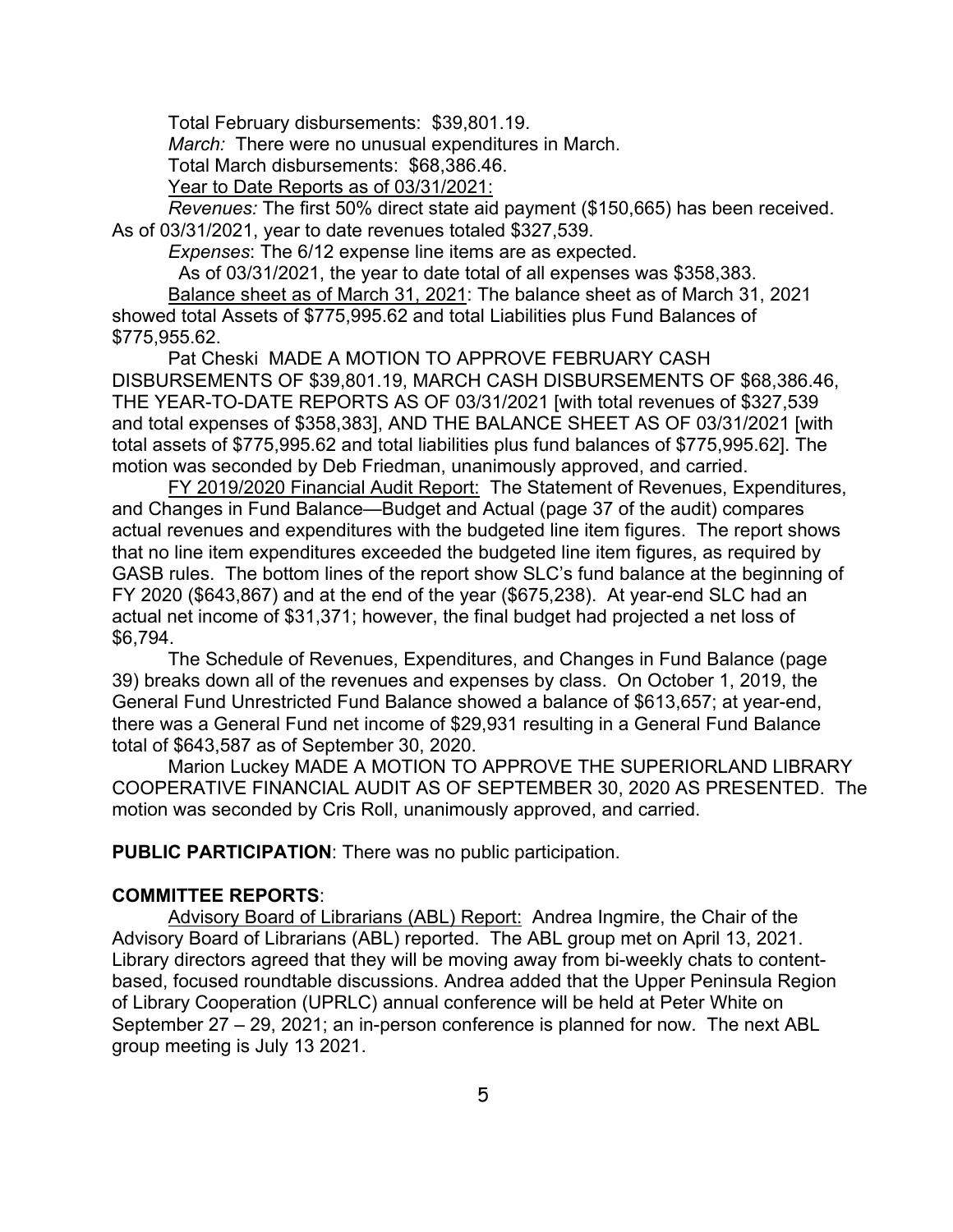Total February disbursements: $39,801.19.

*March:* There were no unusual expenditures in March.

Total March disbursements: $68,386.46.

Year to Date Reports as of 03/31/2021:

*Revenues:* The first 50% direct state aid payment ($150,665) has been received. As of 03/31/2021, year to date revenues totaled $327,539.

*Expenses*: The 6/12 expense line items are as expected.

As of 03/31/2021, the year to date total of all expenses was $358,383.

Balance sheet as of March 31, 2021: The balance sheet as of March 31, 2021 showed total Assets of $775,995.62 and total Liabilities plus Fund Balances of $775,955.62.

Pat Cheski MADE A MOTION TO APPROVE FEBRUARY CASH DISBURSEMENTS OF $39,801.19, MARCH CASH DISBURSEMENTS OF $68,386.46, THE YEAR-TO-DATE REPORTS AS OF 03/31/2021 [with total revenues of $327,539 and total expenses of $358,383], AND THE BALANCE SHEET AS OF 03/31/2021 [with total assets of $775,995.62 and total liabilities plus fund balances of $775,995.62]. The motion was seconded by Deb Friedman, unanimously approved, and carried.

FY 2019/2020 Financial Audit Report: The Statement of Revenues, Expenditures, and Changes in Fund Balance—Budget and Actual (page 37 of the audit) compares actual revenues and expenditures with the budgeted line item figures. The report shows that no line item expenditures exceeded the budgeted line item figures, as required by GASB rules. The bottom lines of the report show SLC's fund balance at the beginning of FY 2020 ($643,867) and at the end of the year ($675,238). At year-end SLC had an actual net income of $31,371; however, the final budget had projected a net loss of $6,794.

The Schedule of Revenues, Expenditures, and Changes in Fund Balance (page 39) breaks down all of the revenues and expenses by class. On October 1, 2019, the General Fund Unrestricted Fund Balance showed a balance of $613,657; at year-end, there was a General Fund net income of $29,931 resulting in a General Fund Balance total of $643,587 as of September 30, 2020.

Marion Luckey MADE A MOTION TO APPROVE THE SUPERIORLAND LIBRARY COOPERATIVE FINANCIAL AUDIT AS OF SEPTEMBER 30, 2020 AS PRESENTED. The motion was seconded by Cris Roll, unanimously approved, and carried.

**PUBLIC PARTICIPATION**: There was no public participation.

**COMMITTEE REPORTS**:

Advisory Board of Librarians (ABL) Report: Andrea Ingmire, the Chair of the Advisory Board of Librarians (ABL) reported. The ABL group met on April 13, 2021. Library directors agreed that they will be moving away from bi-weekly chats to content-based, focused roundtable discussions. Andrea added that the Upper Peninsula Region of Library Cooperation (UPRLC) annual conference will be held at Peter White on September 27 – 29, 2021; an in-person conference is planned for now. The next ABL group meeting is July 13 2021.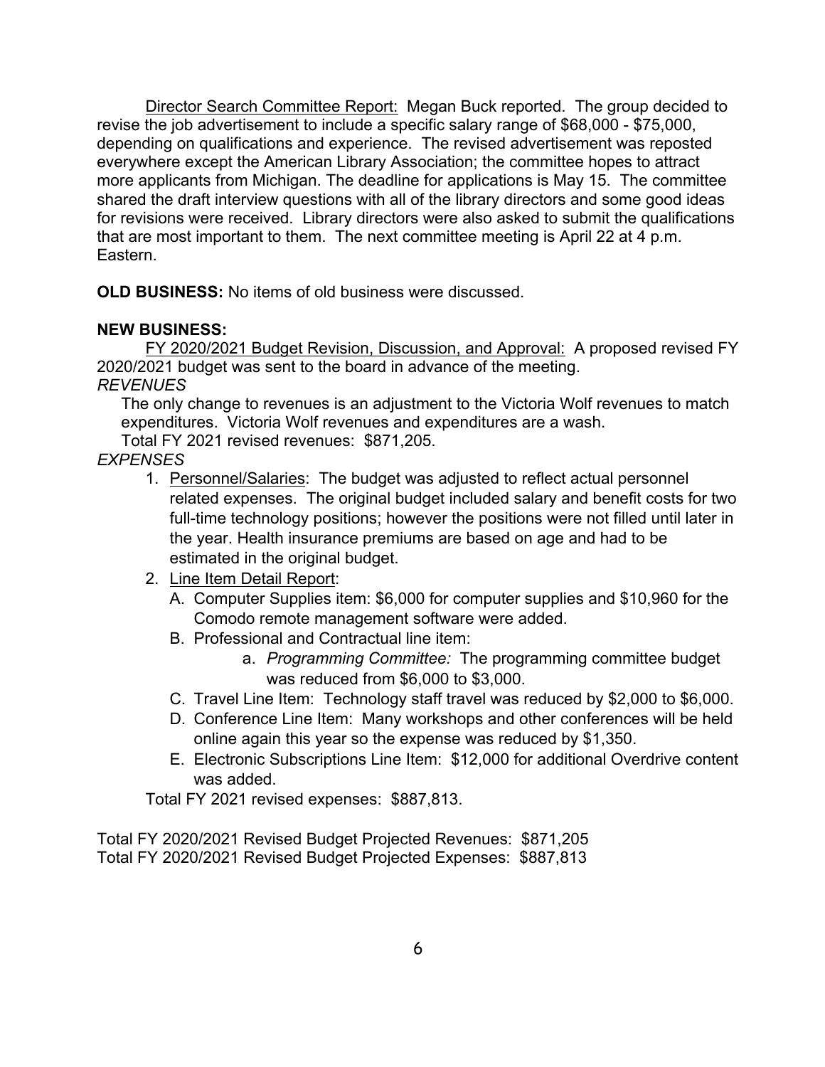Director Search Committee Report: Megan Buck reported. The group decided to revise the job advertisement to include a specific salary range of $68,000 - $75,000, depending on qualifications and experience. The revised advertisement was reposted everywhere except the American Library Association; the committee hopes to attract more applicants from Michigan. The deadline for applications is May 15. The committee shared the draft interview questions with all of the library directors and some good ideas for revisions were received. Library directors were also asked to submit the qualifications that are most important to them. The next committee meeting is April 22 at 4 p.m. Eastern.

**OLD BUSINESS:** No items of old business were discussed.

**NEW BUSINESS:**

FY 2020/2021 Budget Revision, Discussion, and Approval: A proposed revised FY 2020/2021 budget was sent to the board in advance of the meeting.

*REVENUES*

The only change to revenues is an adjustment to the Victoria Wolf revenues to match expenditures. Victoria Wolf revenues and expenditures are a wash.

Total FY 2021 revised revenues: $871,205.

*EXPENSES*

1. Personnel/Salaries: The budget was adjusted to reflect actual personnel related expenses. The original budget included salary and benefit costs for two full-time technology positions; however the positions were not filled until later in the year. Health insurance premiums are based on age and had to be estimated in the original budget.
2. Line Item Detail Report:
   - A. Computer Supplies item: $6,000 for computer supplies and $10,960 for the Comodo remote management software were added.
   - B. Professional and Contractual line item:
     - a. *Programming Committee:* The programming committee budget was reduced from $6,000 to $3,000.
   - C. Travel Line Item: Technology staff travel was reduced by $2,000 to $6,000.
   - D. Conference Line Item: Many workshops and other conferences will be held online again this year so the expense was reduced by $1,350.
   - E. Electronic Subscriptions Line Item: $12,000 for additional Overdrive content was added.

Total FY 2021 revised expenses: $887,813.

Total FY 2020/2021 Revised Budget Projected Revenues: $871,205
Total FY 2020/2021 Revised Budget Projected Expenses: $887,813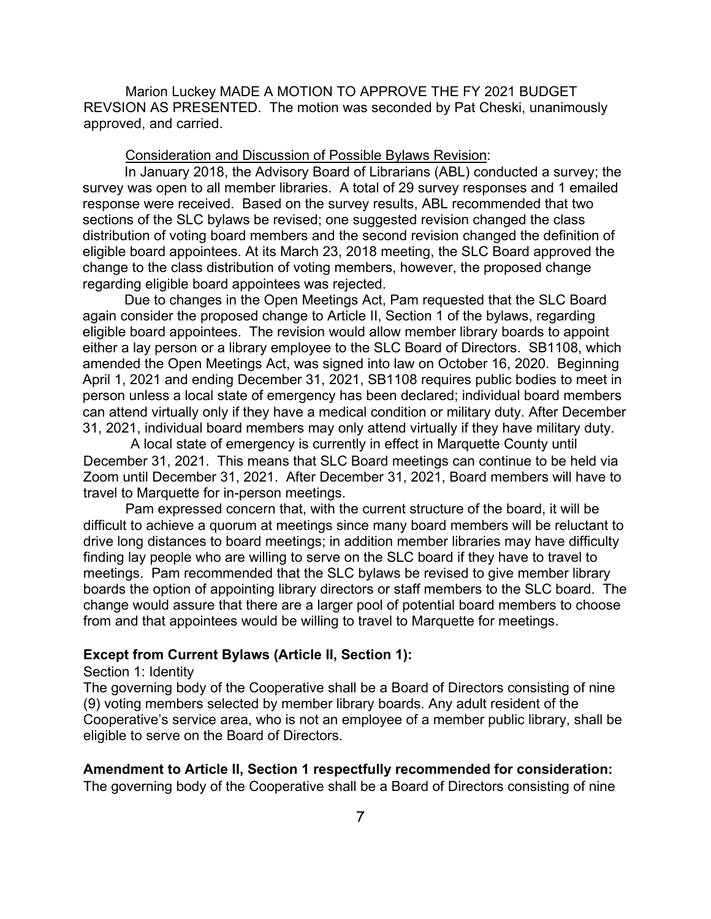Marion Luckey MADE A MOTION TO APPROVE THE FY 2021 BUDGET REVSION AS PRESENTED. The motion was seconded by Pat Cheski, unanimously approved, and carried.

Consideration and Discussion of Possible Bylaws Revision:

In January 2018, the Advisory Board of Librarians (ABL) conducted a survey; the survey was open to all member libraries. A total of 29 survey responses and 1 emailed response were received. Based on the survey results, ABL recommended that two sections of the SLC bylaws be revised; one suggested revision changed the class distribution of voting board members and the second revision changed the definition of eligible board appointees. At its March 23, 2018 meeting, the SLC Board approved the change to the class distribution of voting members, however, the proposed change regarding eligible board appointees was rejected.

Due to changes in the Open Meetings Act, Pam requested that the SLC Board again consider the proposed change to Article II, Section 1 of the bylaws, regarding eligible board appointees. The revision would allow member library boards to appoint either a lay person or a library employee to the SLC Board of Directors. SB1108, which amended the Open Meetings Act, was signed into law on October 16, 2020. Beginning April 1, 2021 and ending December 31, 2021, SB1108 requires public bodies to meet in person unless a local state of emergency has been declared; individual board members can attend virtually only if they have a medical condition or military duty. After December 31, 2021, individual board members may only attend virtually if they have military duty.

A local state of emergency is currently in effect in Marquette County until December 31, 2021. This means that SLC Board meetings can continue to be held via Zoom until December 31, 2021. After December 31, 2021, Board members will have to travel to Marquette for in-person meetings.

Pam expressed concern that, with the current structure of the board, it will be difficult to achieve a quorum at meetings since many board members will be reluctant to drive long distances to board meetings; in addition member libraries may have difficulty finding lay people who are willing to serve on the SLC board if they have to travel to meetings. Pam recommended that the SLC bylaws be revised to give member library boards the option of appointing library directors or staff members to the SLC board. The change would assure that there are a larger pool of potential board members to choose from and that appointees would be willing to travel to Marquette for meetings.

**Except from Current Bylaws (Article II, Section 1):**

Section 1: Identity

The governing body of the Cooperative shall be a Board of Directors consisting of nine (9) voting members selected by member library boards. Any adult resident of the Cooperative's service area, who is not an employee of a member public library, shall be eligible to serve on the Board of Directors.

**Amendment to Article II, Section 1 respectfully recommended for consideration:**

The governing body of the Cooperative shall be a Board of Directors consisting of nine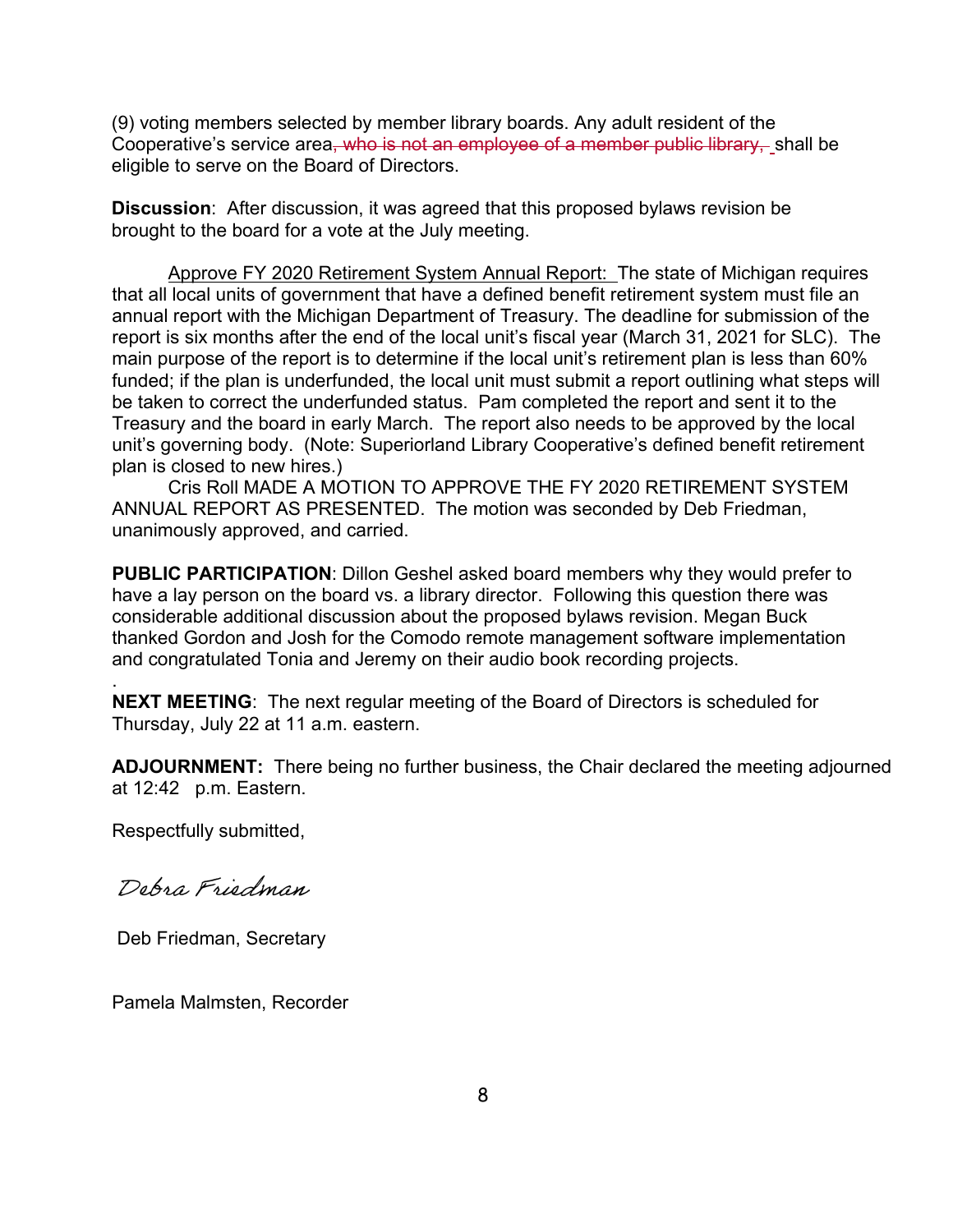(9) voting members selected by member library boards. Any adult resident of the Cooperative's service area~~, who is not an employee of a member public library,~~ shall be eligible to serve on the Board of Directors.

**Discussion**: After discussion, it was agreed that this proposed bylaws revision be brought to the board for a vote at the July meeting.

Approve FY 2020 Retirement System Annual Report: The state of Michigan requires that all local units of government that have a defined benefit retirement system must file an annual report with the Michigan Department of Treasury. The deadline for submission of the report is six months after the end of the local unit's fiscal year (March 31, 2021 for SLC). The main purpose of the report is to determine if the local unit's retirement plan is less than 60% funded; if the plan is underfunded, the local unit must submit a report outlining what steps will be taken to correct the underfunded status. Pam completed the report and sent it to the Treasury and the board in early March. The report also needs to be approved by the local unit's governing body. (Note: Superiorland Library Cooperative's defined benefit retirement plan is closed to new hires.)

Cris Roll MADE A MOTION TO APPROVE THE FY 2020 RETIREMENT SYSTEM ANNUAL REPORT AS PRESENTED. The motion was seconded by Deb Friedman, unanimously approved, and carried.

**PUBLIC PARTICIPATION**: Dillon Geshel asked board members why they would prefer to have a lay person on the board vs. a library director. Following this question there was considerable additional discussion about the proposed bylaws revision. Megan Buck thanked Gordon and Josh for the Comodo remote management software implementation and congratulated Tonia and Jeremy on their audio book recording projects.

.

**NEXT MEETING**: The next regular meeting of the Board of Directors is scheduled for Thursday, July 22 at 11 a.m. eastern.

**ADJOURNMENT:** There being no further business, the Chair declared the meeting adjourned at 12:42 p.m. Eastern.

Respectfully submitted,

*Debra Friedman*

Deb Friedman, Secretary

Pamela Malmsten, Recorder